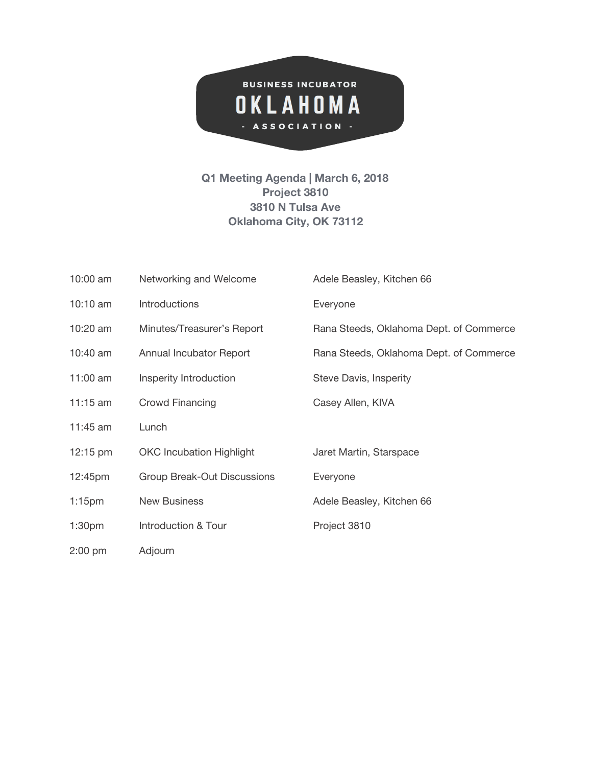BUSINESS INCUBATOR

# OKLAHOMA

- ASSOCIATION -

**Q1 Meeting Agenda | March 6, 2018**
**Project 3810**
**3810 N Tulsa Ave**
**Oklahoma City, OK 73112**

| | | |
|---|---|---|
| 10:00 am | Networking and Welcome | Adele Beasley, Kitchen 66 |
| 10:10 am | Introductions | Everyone |
| 10:20 am | Minutes/Treasurer's Report | Rana Steeds, Oklahoma Dept. of Commerce |
| 10:40 am | Annual Incubator Report | Rana Steeds, Oklahoma Dept. of Commerce |
| 11:00 am | Insperity Introduction | Steve Davis, Insperity |
| 11:15 am | Crowd Financing | Casey Allen, KIVA |
| 11:45 am | Lunch | |
| 12:15 pm | OKC Incubation Highlight | Jaret Martin, Starspace |
| 12:45pm | Group Break-Out Discussions | Everyone |
| 1:15pm | New Business | Adele Beasley, Kitchen 66 |
| 1:30pm | Introduction & Tour | Project 3810 |
| 2:00 pm | Adjourn | |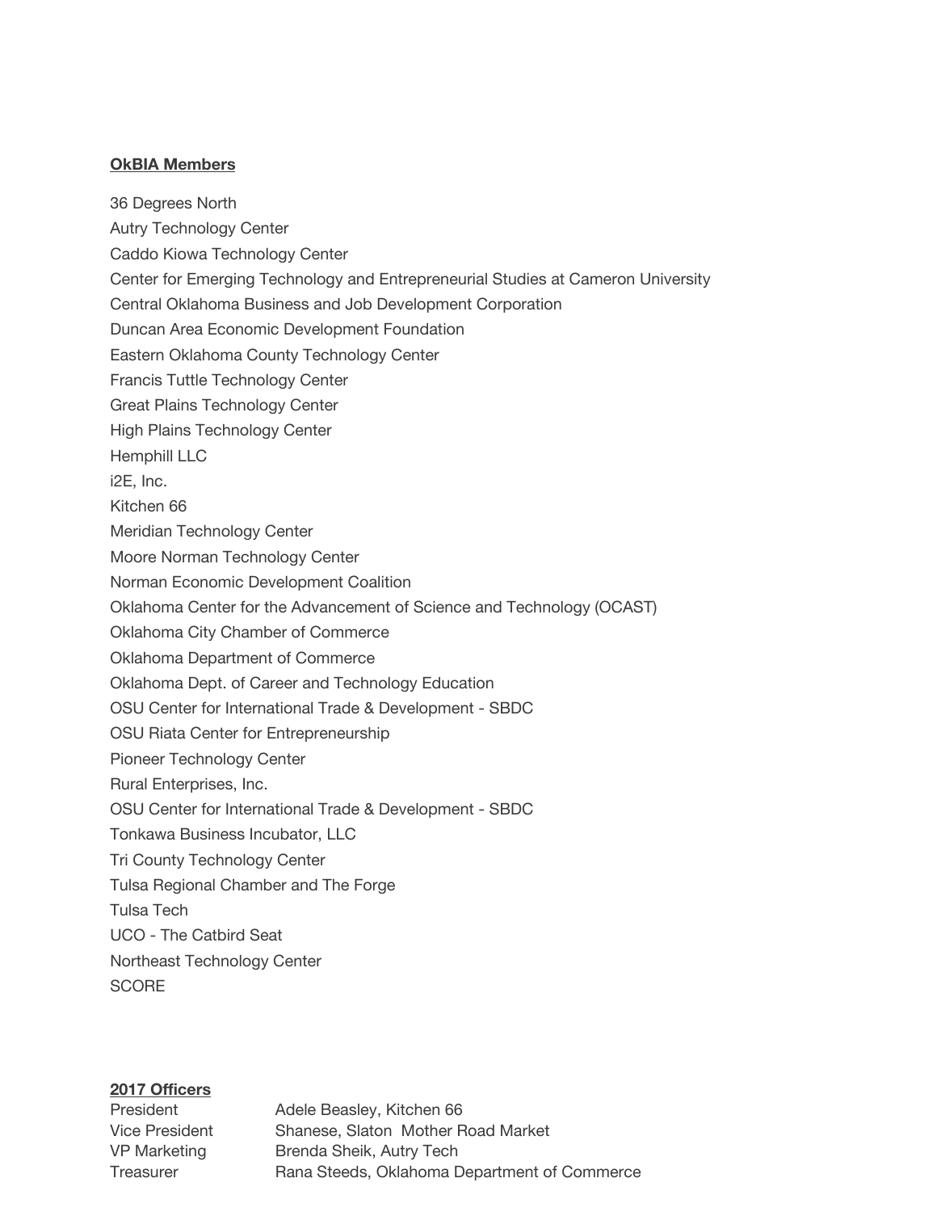**OkBIA Members**

36 Degrees North
Autry Technology Center
Caddo Kiowa Technology Center
Center for Emerging Technology and Entrepreneurial Studies at Cameron University
Central Oklahoma Business and Job Development Corporation
Duncan Area Economic Development Foundation
Eastern Oklahoma County Technology Center
Francis Tuttle Technology Center
Great Plains Technology Center
High Plains Technology Center
Hemphill LLC
i2E, Inc.
Kitchen 66
Meridian Technology Center
Moore Norman Technology Center
Norman Economic Development Coalition
Oklahoma Center for the Advancement of Science and Technology (OCAST)
Oklahoma City Chamber of Commerce
Oklahoma Department of Commerce
Oklahoma Dept. of Career and Technology Education
OSU Center for International Trade & Development - SBDC
OSU Riata Center for Entrepreneurship
Pioneer Technology Center
Rural Enterprises, Inc.
OSU Center for International Trade & Development - SBDC
Tonkawa Business Incubator, LLC
Tri County Technology Center
Tulsa Regional Chamber and The Forge
Tulsa Tech
UCO - The Catbird Seat
Northeast Technology Center
SCORE

**2017 Officers**

| | |
|---|---|
| President | Adele Beasley, Kitchen 66 |
| Vice President | Shanese, Slaton Mother Road Market |
| VP Marketing | Brenda Sheik, Autry Tech |
| Treasurer | Rana Steeds, Oklahoma Department of Commerce |